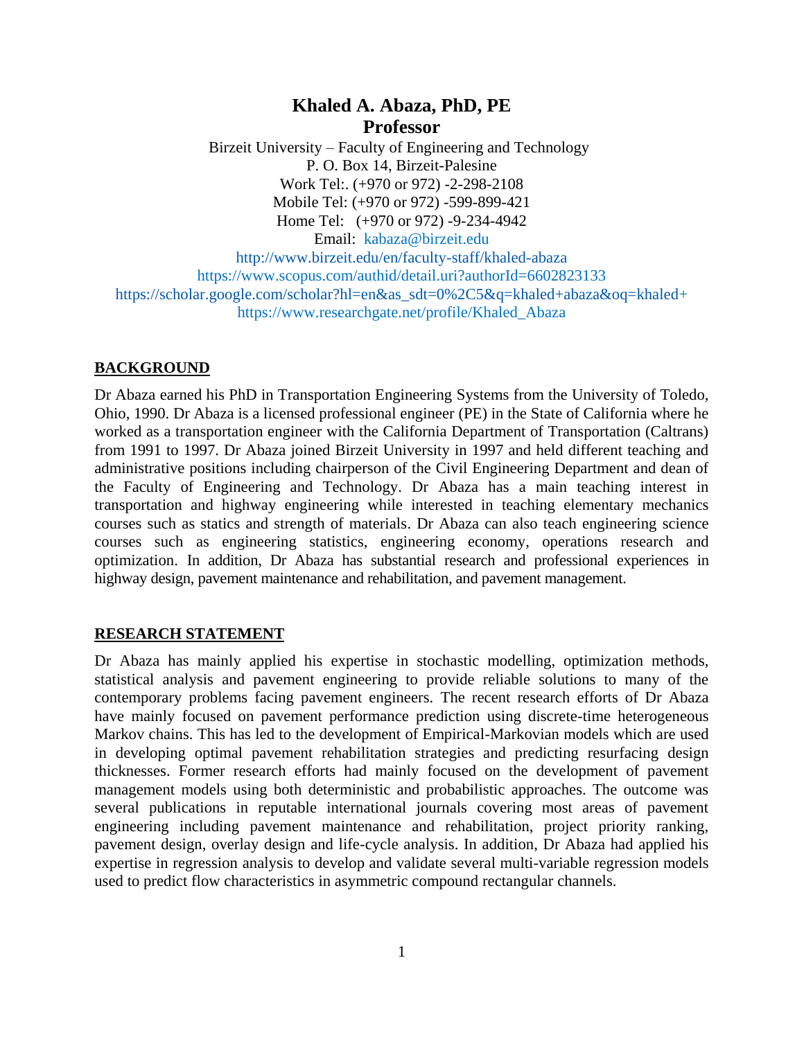# Khaled A. Abaza, PhD, PE
## Professor

Birzeit University – Faculty of Engineering and Technology
P. O. Box 14, Birzeit-Palesine
Work Tel:. (+970 or 972) -2-298-2108
Mobile Tel: (+970 or 972) -599-899-421
Home Tel: (+970 or 972) -9-234-4942
Email: kabaza@birzeit.edu
http://www.birzeit.edu/en/faculty-staff/khaled-abaza
https://www.scopus.com/authid/detail.uri?authorId=6602823133
https://scholar.google.com/scholar?hl=en&as_sdt=0%2C5&q=khaled+abaza&oq=khaled+
https://www.researchgate.net/profile/Khaled_Abaza

## BACKGROUND

Dr Abaza earned his PhD in Transportation Engineering Systems from the University of Toledo, Ohio, 1990. Dr Abaza is a licensed professional engineer (PE) in the State of California where he worked as a transportation engineer with the California Department of Transportation (Caltrans) from 1991 to 1997. Dr Abaza joined Birzeit University in 1997 and held different teaching and administrative positions including chairperson of the Civil Engineering Department and dean of the Faculty of Engineering and Technology. Dr Abaza has a main teaching interest in transportation and highway engineering while interested in teaching elementary mechanics courses such as statics and strength of materials. Dr Abaza can also teach engineering science courses such as engineering statistics, engineering economy, operations research and optimization. In addition, Dr Abaza has substantial research and professional experiences in highway design, pavement maintenance and rehabilitation, and pavement management.

## RESEARCH STATEMENT

Dr Abaza has mainly applied his expertise in stochastic modelling, optimization methods, statistical analysis and pavement engineering to provide reliable solutions to many of the contemporary problems facing pavement engineers. The recent research efforts of Dr Abaza have mainly focused on pavement performance prediction using discrete-time heterogeneous Markov chains. This has led to the development of Empirical-Markovian models which are used in developing optimal pavement rehabilitation strategies and predicting resurfacing design thicknesses. Former research efforts had mainly focused on the development of pavement management models using both deterministic and probabilistic approaches. The outcome was several publications in reputable international journals covering most areas of pavement engineering including pavement maintenance and rehabilitation, project priority ranking, pavement design, overlay design and life-cycle analysis. In addition, Dr Abaza had applied his expertise in regression analysis to develop and validate several multi-variable regression models used to predict flow characteristics in asymmetric compound rectangular channels.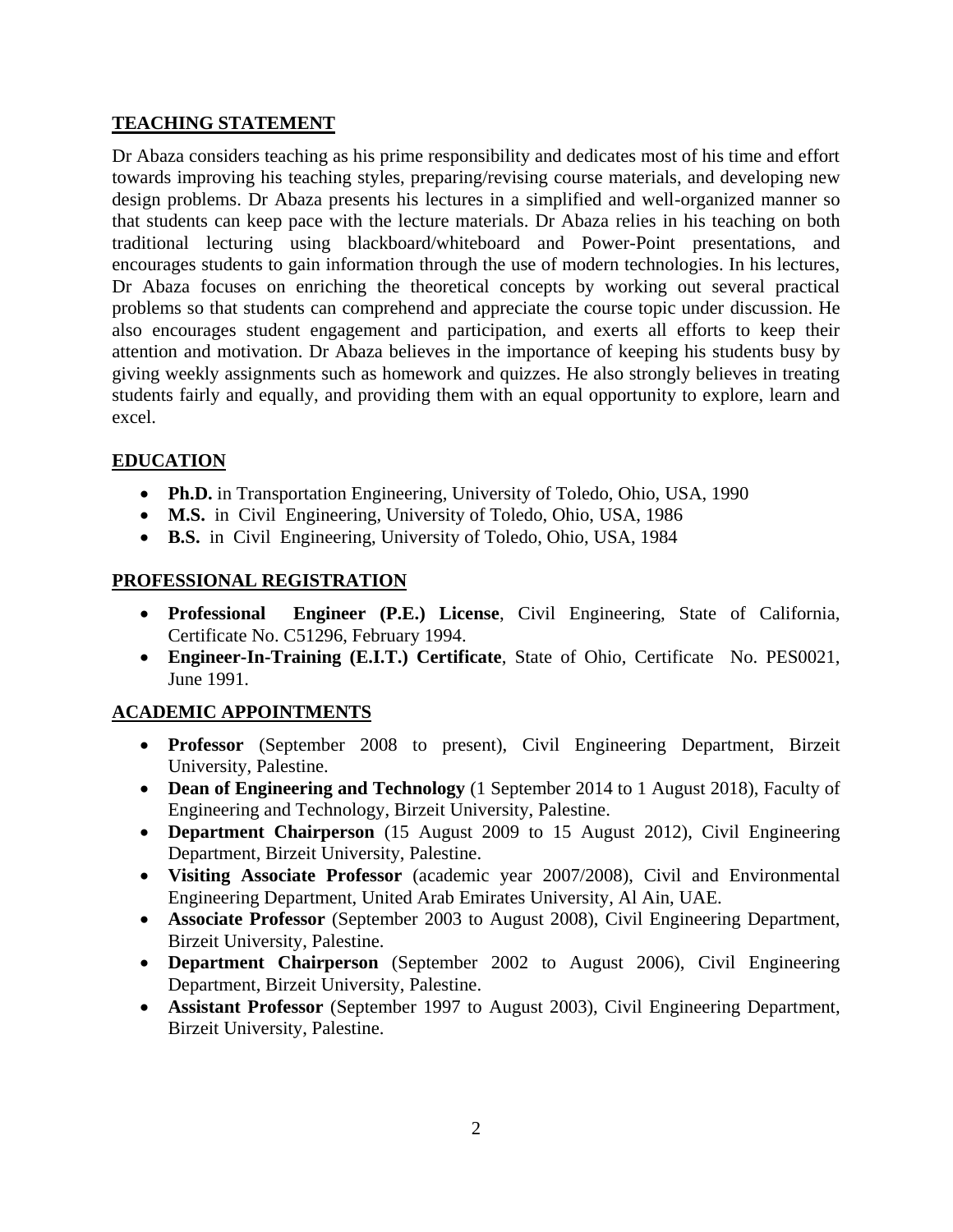## TEACHING STATEMENT

Dr Abaza considers teaching as his prime responsibility and dedicates most of his time and effort towards improving his teaching styles, preparing/revising course materials, and developing new design problems. Dr Abaza presents his lectures in a simplified and well-organized manner so that students can keep pace with the lecture materials. Dr Abaza relies in his teaching on both traditional lecturing using blackboard/whiteboard and Power-Point presentations, and encourages students to gain information through the use of modern technologies. In his lectures, Dr Abaza focuses on enriching the theoretical concepts by working out several practical problems so that students can comprehend and appreciate the course topic under discussion. He also encourages student engagement and participation, and exerts all efforts to keep their attention and motivation. Dr Abaza believes in the importance of keeping his students busy by giving weekly assignments such as homework and quizzes. He also strongly believes in treating students fairly and equally, and providing them with an equal opportunity to explore, learn and excel.

## EDUCATION

- **Ph.D.** in Transportation Engineering, University of Toledo, Ohio, USA, 1990
- **M.S.** in Civil Engineering, University of Toledo, Ohio, USA, 1986
- **B.S.** in Civil Engineering, University of Toledo, Ohio, USA, 1984

## PROFESSIONAL REGISTRATION

- **Professional Engineer (P.E.) License**, Civil Engineering, State of California, Certificate No. C51296, February 1994.
- **Engineer-In-Training (E.I.T.) Certificate**, State of Ohio, Certificate No. PES0021, June 1991.

## ACADEMIC APPOINTMENTS

- **Professor** (September 2008 to present), Civil Engineering Department, Birzeit University, Palestine.
- **Dean of Engineering and Technology** (1 September 2014 to 1 August 2018), Faculty of Engineering and Technology, Birzeit University, Palestine.
- **Department Chairperson** (15 August 2009 to 15 August 2012), Civil Engineering Department, Birzeit University, Palestine.
- **Visiting Associate Professor** (academic year 2007/2008), Civil and Environmental Engineering Department, United Arab Emirates University, Al Ain, UAE.
- **Associate Professor** (September 2003 to August 2008), Civil Engineering Department, Birzeit University, Palestine.
- **Department Chairperson** (September 2002 to August 2006), Civil Engineering Department, Birzeit University, Palestine.
- **Assistant Professor** (September 1997 to August 2003), Civil Engineering Department, Birzeit University, Palestine.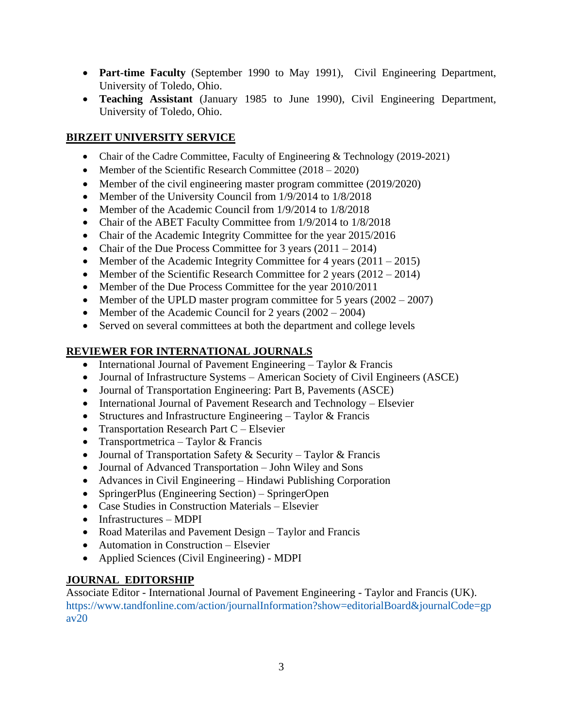- **Part-time Faculty** (September 1990 to May 1991), Civil Engineering Department, University of Toledo, Ohio.
- **Teaching Assistant** (January 1985 to June 1990), Civil Engineering Department, University of Toledo, Ohio.

## BIRZEIT UNIVERSITY SERVICE

- Chair of the Cadre Committee, Faculty of Engineering & Technology (2019-2021)
- Member of the Scientific Research Committee (2018 – 2020)
- Member of the civil engineering master program committee (2019/2020)
- Member of the University Council from 1/9/2014 to 1/8/2018
- Member of the Academic Council from 1/9/2014 to 1/8/2018
- Chair of the ABET Faculty Committee from 1/9/2014 to 1/8/2018
- Chair of the Academic Integrity Committee for the year 2015/2016
- Chair of the Due Process Committee for 3 years (2011 – 2014)
- Member of the Academic Integrity Committee for 4 years (2011 – 2015)
- Member of the Scientific Research Committee for 2 years (2012 – 2014)
- Member of the Due Process Committee for the year 2010/2011
- Member of the UPLD master program committee for 5 years (2002 – 2007)
- Member of the Academic Council for 2 years (2002 – 2004)
- Served on several committees at both the department and college levels

## REVIEWER FOR INTERNATIONAL JOURNALS

- International Journal of Pavement Engineering – Taylor & Francis
- Journal of Infrastructure Systems – American Society of Civil Engineers (ASCE)
- Journal of Transportation Engineering: Part B, Pavements (ASCE)
- International Journal of Pavement Research and Technology – Elsevier
- Structures and Infrastructure Engineering – Taylor & Francis
- Transportation Research Part C – Elsevier
- Transportmetrica – Taylor & Francis
- Journal of Transportation Safety & Security – Taylor & Francis
- Journal of Advanced Transportation – John Wiley and Sons
- Advances in Civil Engineering – Hindawi Publishing Corporation
- SpringerPlus (Engineering Section) – SpringerOpen
- Case Studies in Construction Materials – Elsevier
- Infrastructures – MDPI
- Road Materilas and Pavement Design – Taylor and Francis
- Automation in Construction – Elsevier
- Applied Sciences (Civil Engineering) - MDPI

## JOURNAL EDITORSHIP

Associate Editor - International Journal of Pavement Engineering - Taylor and Francis (UK).
https://www.tandfonline.com/action/journalInformation?show=editorialBoard&journalCode=gpav20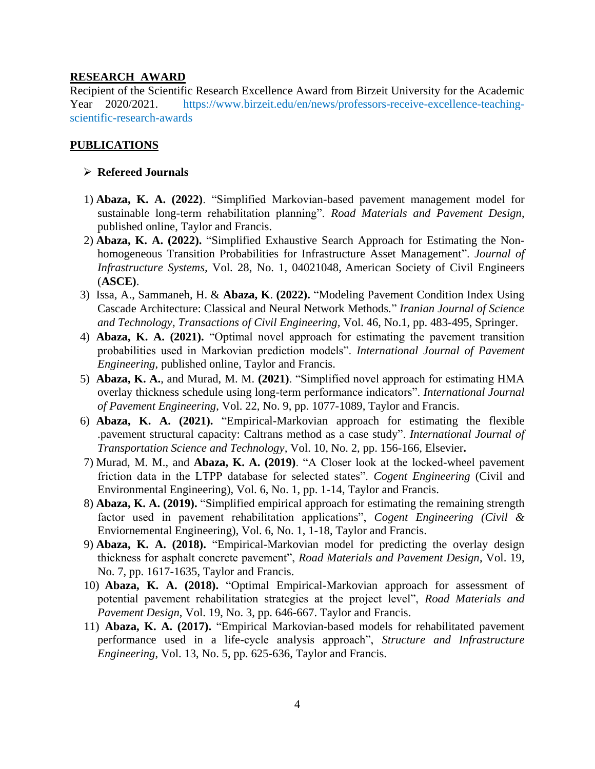## RESEARCH AWARD

Recipient of the Scientific Research Excellence Award from Birzeit University for the Academic Year 2020/2021. https://www.birzeit.edu/en/news/professors-receive-excellence-teaching-scientific-research-awards

## PUBLICATIONS

- **Refereed Journals**

1) **Abaza, K. A. (2022)**. "Simplified Markovian-based pavement management model for sustainable long-term rehabilitation planning". *Road Materials and Pavement Design*, published online, Taylor and Francis.
2) **Abaza, K. A. (2022).** "Simplified Exhaustive Search Approach for Estimating the Non-homogeneous Transition Probabilities for Infrastructure Asset Management". *Journal of Infrastructure Systems,* Vol. 28, No. 1, 04021048, American Society of Civil Engineers (**ASCE)**.
3) Issa, A., Sammaneh, H. & **Abaza, K**. **(2022).** "Modeling Pavement Condition Index Using Cascade Architecture: Classical and Neural Network Methods." *Iranian Journal of Science and Technology, Transactions of Civil Engineering,* Vol. 46, No.1, pp. 483-495, Springer.
4) **Abaza, K. A. (2021).** "Optimal novel approach for estimating the pavement transition probabilities used in Markovian prediction models". *International Journal of Pavement Engineering*, published online, Taylor and Francis.
5) **Abaza, K. A.**, and Murad, M. M. **(2021)**. "Simplified novel approach for estimating HMA overlay thickness schedule using long-term performance indicators". *International Journal of Pavement Engineering*, Vol. 22, No. 9, pp. 1077-1089, Taylor and Francis.
6) **Abaza, K. A. (2021).** "Empirical-Markovian approach for estimating the flexible .pavement structural capacity: Caltrans method as a case study". *International Journal of Transportation Science and Technology,* Vol. 10, No. 2, pp. 156-166, Elsevier**.**
7) Murad, M. M., and **Abaza, K. A. (2019)**. "A Closer look at the locked-wheel pavement friction data in the LTPP database for selected states". *Cogent Engineering* (Civil and Environmental Engineering), Vol. 6, No. 1, pp. 1-14, Taylor and Francis.
8) **Abaza, K. A. (2019).** "Simplified empirical approach for estimating the remaining strength factor used in pavement rehabilitation applications", *Cogent Engineering (Civil &* Enviornemental Engineering), Vol. 6, No. 1, 1-18, Taylor and Francis.
9) **Abaza, K. A. (2018).** "Empirical-Markovian model for predicting the overlay design thickness for asphalt concrete pavement", *Road Materials and Pavement Design*, Vol. 19, No. 7, pp. 1617-1635, Taylor and Francis.
10) **Abaza, K. A. (2018).** "Optimal Empirical-Markovian approach for assessment of potential pavement rehabilitation strategies at the project level", *Road Materials and Pavement Design*, Vol. 19, No. 3, pp. 646-667. Taylor and Francis.
11) **Abaza, K. A. (2017).** "Empirical Markovian-based models for rehabilitated pavement performance used in a life-cycle analysis approach", *Structure and Infrastructure Engineering*, Vol. 13, No. 5, pp. 625-636, Taylor and Francis.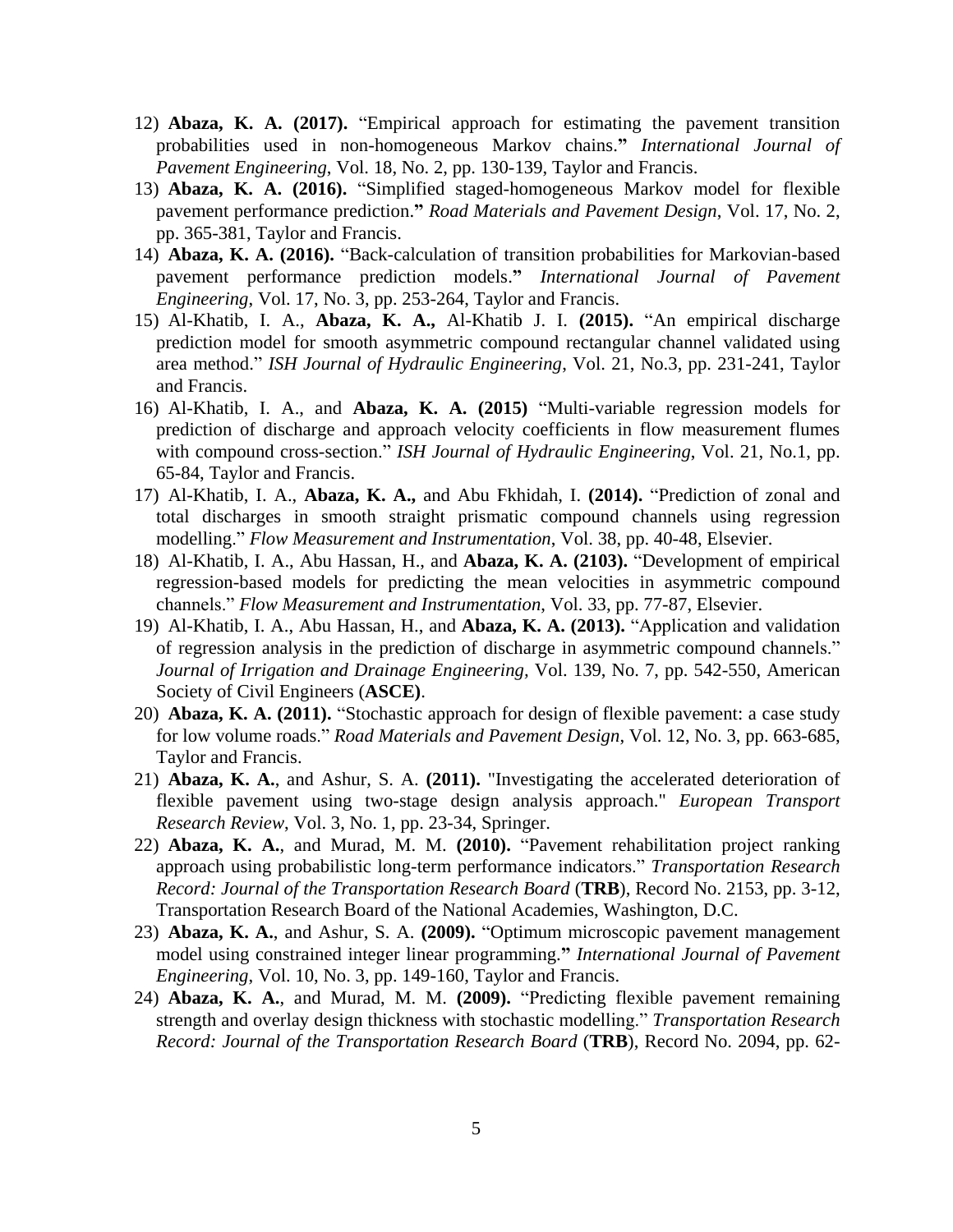12) **Abaza, K. A. (2017).** "Empirical approach for estimating the pavement transition probabilities used in non-homogeneous Markov chains." *International Journal of Pavement Engineering*, Vol. 18, No. 2, pp. 130-139, Taylor and Francis.
13) **Abaza, K. A. (2016).** "Simplified staged-homogeneous Markov model for flexible pavement performance prediction." *Road Materials and Pavement Design*, Vol. 17, No. 2, pp. 365-381, Taylor and Francis.
14) **Abaza, K. A. (2016).** "Back-calculation of transition probabilities for Markovian-based pavement performance prediction models." *International Journal of Pavement Engineering*, Vol. 17, No. 3, pp. 253-264, Taylor and Francis.
15) Al-Khatib, I. A., **Abaza, K. A.,** Al-Khatib J. I. **(2015).** "An empirical discharge prediction model for smooth asymmetric compound rectangular channel validated using area method." *ISH Journal of Hydraulic Engineering*, Vol. 21, No.3, pp. 231-241, Taylor and Francis.
16) Al-Khatib, I. A., and **Abaza, K. A. (2015)** "Multi-variable regression models for prediction of discharge and approach velocity coefficients in flow measurement flumes with compound cross-section." *ISH Journal of Hydraulic Engineering*, Vol. 21, No.1, pp. 65-84, Taylor and Francis.
17) Al-Khatib, I. A., **Abaza, K. A.,** and Abu Fkhidah, I. **(2014).** "Prediction of zonal and total discharges in smooth straight prismatic compound channels using regression modelling." *Flow Measurement and Instrumentation*, Vol. 38, pp. 40-48, Elsevier.
18) Al-Khatib, I. A., Abu Hassan, H., and **Abaza, K. A. (2103).** "Development of empirical regression-based models for predicting the mean velocities in asymmetric compound channels." *Flow Measurement and Instrumentation*, Vol. 33, pp. 77-87, Elsevier.
19) Al-Khatib, I. A., Abu Hassan, H., and **Abaza, K. A. (2013).** "Application and validation of regression analysis in the prediction of discharge in asymmetric compound channels." *Journal of Irrigation and Drainage Engineering*, Vol. 139, No. 7, pp. 542-550, American Society of Civil Engineers (**ASCE)**.
20) **Abaza, K. A. (2011).** "Stochastic approach for design of flexible pavement: a case study for low volume roads." *Road Materials and Pavement Design*, Vol. 12, No. 3, pp. 663-685, Taylor and Francis.
21) **Abaza, K. A.**, and Ashur, S. A. **(2011).** "Investigating the accelerated deterioration of flexible pavement using two-stage design analysis approach." *European Transport Research Review*, Vol. 3, No. 1, pp. 23-34, Springer.
22) **Abaza, K. A.**, and Murad, M. M. **(2010).** "Pavement rehabilitation project ranking approach using probabilistic long-term performance indicators." *Transportation Research Record: Journal of the Transportation Research Board* (**TRB**), Record No. 2153, pp. 3-12, Transportation Research Board of the National Academies, Washington, D.C.
23) **Abaza, K. A.**, and Ashur, S. A. **(2009).** "Optimum microscopic pavement management model using constrained integer linear programming." *International Journal of Pavement Engineering*, Vol. 10, No. 3, pp. 149-160, Taylor and Francis.
24) **Abaza, K. A.**, and Murad, M. M. **(2009).** "Predicting flexible pavement remaining strength and overlay design thickness with stochastic modelling." *Transportation Research Record: Journal of the Transportation Research Board* (**TRB**), Record No. 2094, pp. 62-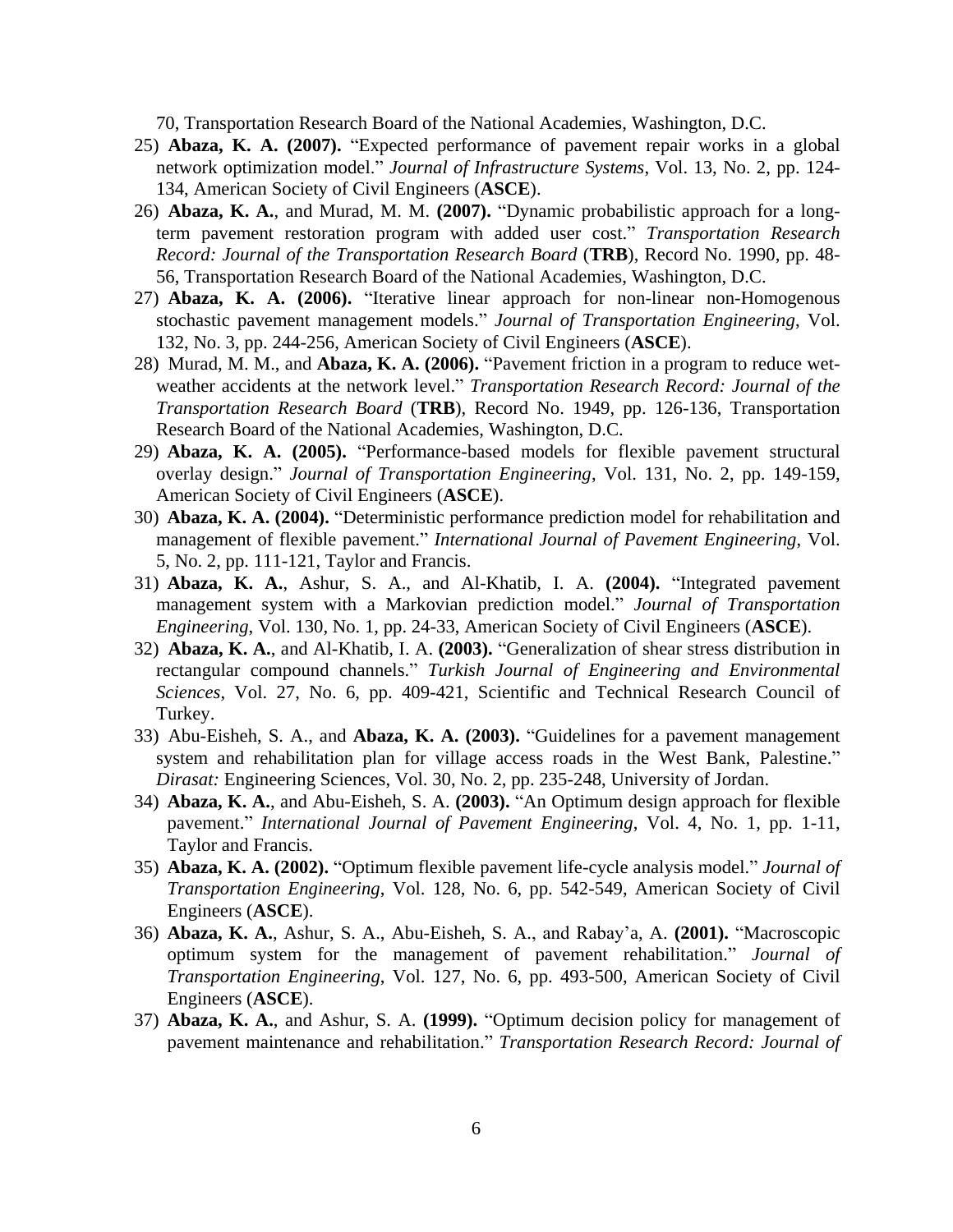70, Transportation Research Board of the National Academies, Washington, D.C.

25) **Abaza, K. A. (2007).** "Expected performance of pavement repair works in a global network optimization model." *Journal of Infrastructure Systems*, Vol. 13, No. 2, pp. 124-134, American Society of Civil Engineers (**ASCE**).
26) **Abaza, K. A.**, and Murad, M. M. **(2007).** "Dynamic probabilistic approach for a long-term pavement restoration program with added user cost." *Transportation Research Record: Journal of the Transportation Research Board* (**TRB**), Record No. 1990, pp. 48-56, Transportation Research Board of the National Academies, Washington, D.C.
27) **Abaza, K. A. (2006).** "Iterative linear approach for non-linear non-Homogenous stochastic pavement management models." *Journal of Transportation Engineering*, Vol. 132, No. 3, pp. 244-256, American Society of Civil Engineers (**ASCE**).
28) Murad, M. M., and **Abaza, K. A. (2006).** "Pavement friction in a program to reduce wet-weather accidents at the network level." *Transportation Research Record: Journal of the Transportation Research Board* (**TRB**), Record No. 1949, pp. 126-136, Transportation Research Board of the National Academies, Washington, D.C.
29) **Abaza, K. A. (2005).** "Performance-based models for flexible pavement structural overlay design." *Journal of Transportation Engineering*, Vol. 131, No. 2, pp. 149-159, American Society of Civil Engineers (**ASCE**).
30) **Abaza, K. A. (2004).** "Deterministic performance prediction model for rehabilitation and management of flexible pavement." *International Journal of Pavement Engineering*, Vol. 5, No. 2, pp. 111-121, Taylor and Francis.
31) **Abaza, K. A.**, Ashur, S. A., and Al-Khatib, I. A. **(2004).** "Integrated pavement management system with a Markovian prediction model." *Journal of Transportation Engineering*, Vol. 130, No. 1, pp. 24-33, American Society of Civil Engineers (**ASCE**).
32) **Abaza, K. A.**, and Al-Khatib, I. A. **(2003).** "Generalization of shear stress distribution in rectangular compound channels." *Turkish Journal of Engineering and Environmental Sciences*, Vol. 27, No. 6, pp. 409-421, Scientific and Technical Research Council of Turkey.
33) Abu-Eisheh, S. A., and **Abaza, K. A. (2003).** "Guidelines for a pavement management system and rehabilitation plan for village access roads in the West Bank, Palestine." *Dirasat:* Engineering Sciences, Vol. 30, No. 2, pp. 235-248, University of Jordan.
34) **Abaza, K. A.**, and Abu-Eisheh, S. A. **(2003).** "An Optimum design approach for flexible pavement." *International Journal of Pavement Engineering*, Vol. 4, No. 1, pp. 1-11, Taylor and Francis.
35) **Abaza, K. A. (2002).** "Optimum flexible pavement life-cycle analysis model." *Journal of Transportation Engineering*, Vol. 128, No. 6, pp. 542-549, American Society of Civil Engineers (**ASCE**).
36) **Abaza, K. A.**, Ashur, S. A., Abu-Eisheh, S. A., and Rabay'a, A. **(2001).** "Macroscopic optimum system for the management of pavement rehabilitation." *Journal of Transportation Engineering*, Vol. 127, No. 6, pp. 493-500, American Society of Civil Engineers (**ASCE**).
37) **Abaza, K. A.**, and Ashur, S. A. **(1999).** "Optimum decision policy for management of pavement maintenance and rehabilitation." *Transportation Research Record: Journal of*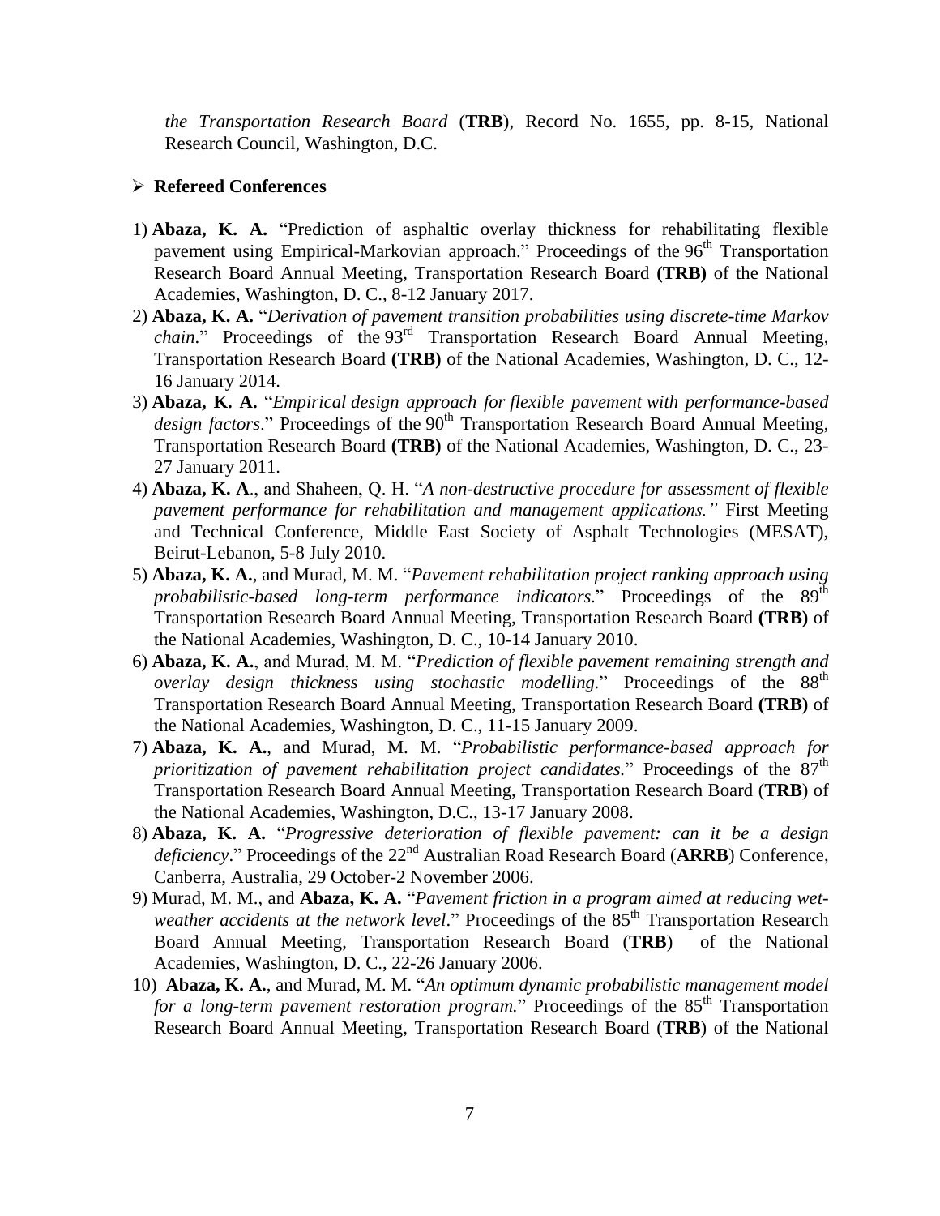*the Transportation Research Board* (**TRB**), Record No. 1655, pp. 8-15, National Research Council, Washington, D.C.

- **Refereed Conferences**

1) **Abaza, K. A.** "Prediction of asphaltic overlay thickness for rehabilitating flexible pavement using Empirical-Markovian approach." Proceedings of the 96th Transportation Research Board Annual Meeting, Transportation Research Board **(TRB)** of the National Academies, Washington, D. C., 8-12 January 2017.
2) **Abaza, K. A.** "*Derivation of pavement transition probabilities using discrete-time Markov chain*." Proceedings of the 93rd Transportation Research Board Annual Meeting, Transportation Research Board **(TRB)** of the National Academies, Washington, D. C., 12-16 January 2014.
3) **Abaza, K. A.** "*Empirical design approach for flexible pavement with performance-based design factors*." Proceedings of the 90th Transportation Research Board Annual Meeting, Transportation Research Board **(TRB)** of the National Academies, Washington, D. C., 23-27 January 2011.
4) **Abaza, K. A**., and Shaheen, Q. H. "*A non-destructive procedure for assessment of flexible pavement performance for rehabilitation and management applications."* First Meeting and Technical Conference, Middle East Society of Asphalt Technologies (MESAT), Beirut-Lebanon, 5-8 July 2010.
5) **Abaza, K. A.**, and Murad, M. M. "*Pavement rehabilitation project ranking approach using probabilistic-based long-term performance indicators.*" Proceedings of the 89th Transportation Research Board Annual Meeting, Transportation Research Board **(TRB)** of the National Academies, Washington, D. C., 10-14 January 2010.
6) **Abaza, K. A.**, and Murad, M. M. "*Prediction of flexible pavement remaining strength and overlay design thickness using stochastic modelling.*" Proceedings of the 88th Transportation Research Board Annual Meeting, Transportation Research Board **(TRB)** of the National Academies, Washington, D. C., 11-15 January 2009.
7) **Abaza, K. A.**, and Murad, M. M. "*Probabilistic performance-based approach for prioritization of pavement rehabilitation project candidates.*" Proceedings of the 87th Transportation Research Board Annual Meeting, Transportation Research Board (**TRB**) of the National Academies, Washington, D.C., 13-17 January 2008.
8) **Abaza, K. A.** "*Progressive deterioration of flexible pavement: can it be a design deficiency*." Proceedings of the 22nd Australian Road Research Board (**ARRB**) Conference, Canberra, Australia, 29 October-2 November 2006.
9) Murad, M. M., and **Abaza, K. A.** "*Pavement friction in a program aimed at reducing wet-weather accidents at the network level*." Proceedings of the 85th Transportation Research Board Annual Meeting, Transportation Research Board (**TRB**) of the National Academies, Washington, D. C., 22-26 January 2006.
10) **Abaza, K. A.**, and Murad, M. M. "*An optimum dynamic probabilistic management model for a long-term pavement restoration program.*" Proceedings of the 85th Transportation Research Board Annual Meeting, Transportation Research Board (**TRB**) of the National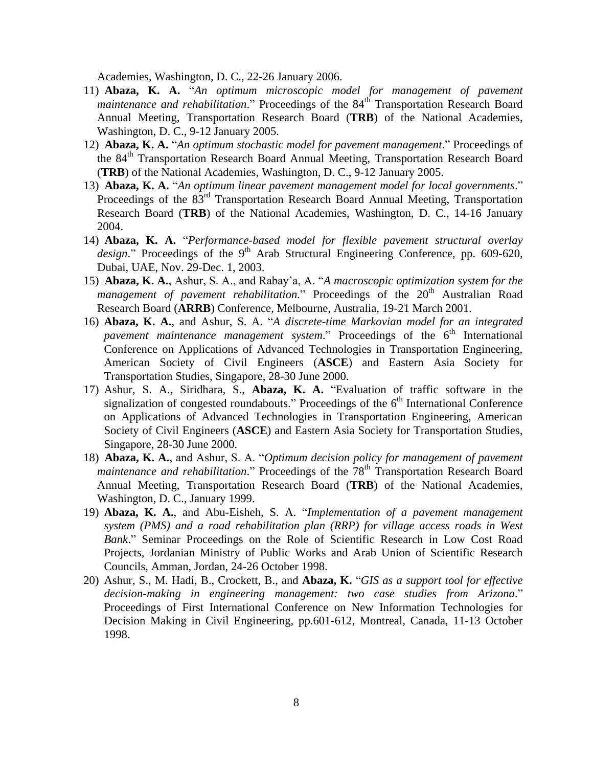Academies, Washington, D. C., 22-26 January 2006.

11) **Abaza, K. A.** "*An optimum microscopic model for management of pavement maintenance and rehabilitation*." Proceedings of the 84th Transportation Research Board Annual Meeting, Transportation Research Board (**TRB**) of the National Academies, Washington, D. C., 9-12 January 2005.
12) **Abaza, K. A.** "*An optimum stochastic model for pavement management*." Proceedings of the 84th Transportation Research Board Annual Meeting, Transportation Research Board (**TRB**) of the National Academies, Washington, D. C., 9-12 January 2005.
13) **Abaza, K. A.** "*An optimum linear pavement management model for local governments*." Proceedings of the 83rd Transportation Research Board Annual Meeting, Transportation Research Board (**TRB**) of the National Academies, Washington, D. C., 14-16 January 2004.
14) **Abaza, K. A.** "*Performance-based model for flexible pavement structural overlay design*." Proceedings of the 9th Arab Structural Engineering Conference, pp. 609-620, Dubai, UAE, Nov. 29-Dec. 1, 2003.
15) **Abaza, K. A.**, Ashur, S. A., and Rabay'a, A. "*A macroscopic optimization system for the management of pavement rehabilitation.*" Proceedings of the 20th Australian Road Research Board (**ARRB**) Conference, Melbourne, Australia, 19-21 March 2001.
16) **Abaza, K. A.**, and Ashur, S. A. "*A discrete-time Markovian model for an integrated pavement maintenance management system*." Proceedings of the 6th International Conference on Applications of Advanced Technologies in Transportation Engineering, American Society of Civil Engineers (**ASCE**) and Eastern Asia Society for Transportation Studies, Singapore, 28-30 June 2000.
17) Ashur, S. A., Siridhara, S., **Abaza, K. A.** "Evaluation of traffic software in the signalization of congested roundabouts." Proceedings of the 6th International Conference on Applications of Advanced Technologies in Transportation Engineering, American Society of Civil Engineers (**ASCE**) and Eastern Asia Society for Transportation Studies, Singapore, 28-30 June 2000.
18) **Abaza, K. A.**, and Ashur, S. A. "*Optimum decision policy for management of pavement maintenance and rehabilitation*." Proceedings of the 78th Transportation Research Board Annual Meeting, Transportation Research Board (**TRB**) of the National Academies, Washington, D. C., January 1999.
19) **Abaza, K. A.**, and Abu-Eisheh, S. A. "*Implementation of a pavement management system (PMS) and a road rehabilitation plan (RRP) for village access roads in West Bank*." Seminar Proceedings on the Role of Scientific Research in Low Cost Road Projects, Jordanian Ministry of Public Works and Arab Union of Scientific Research Councils, Amman, Jordan, 24-26 October 1998.
20) Ashur, S., M. Hadi, B., Crockett, B., and **Abaza, K.** "*GIS as a support tool for effective decision-making in engineering management: two case studies from Arizona*." Proceedings of First International Conference on New Information Technologies for Decision Making in Civil Engineering, pp.601-612, Montreal, Canada, 11-13 October 1998.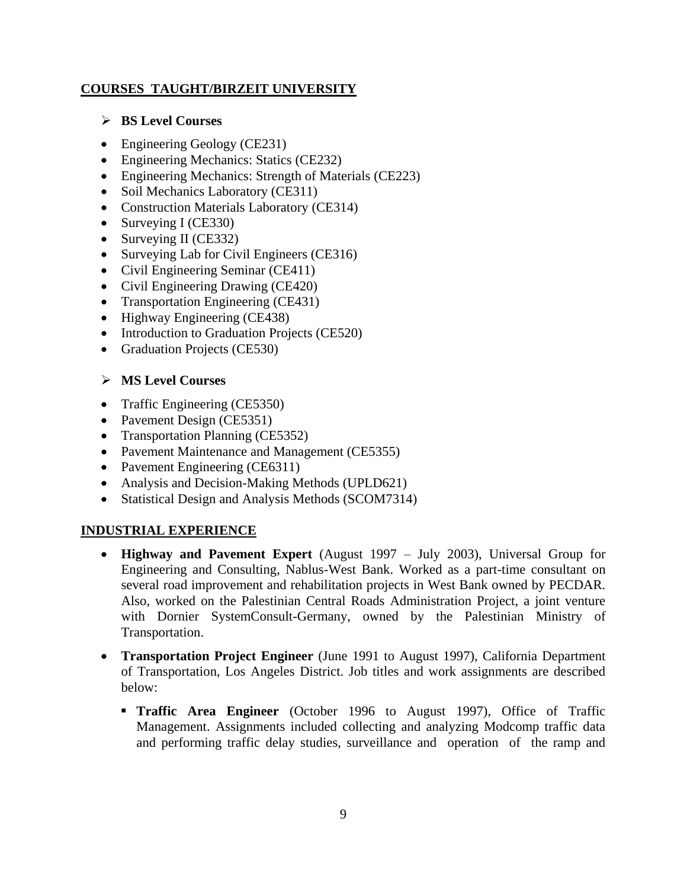## COURSES TAUGHT/BIRZEIT UNIVERSITY

- **BS Level Courses**

- Engineering Geology (CE231)
- Engineering Mechanics: Statics (CE232)
- Engineering Mechanics: Strength of Materials (CE223)
- Soil Mechanics Laboratory (CE311)
- Construction Materials Laboratory (CE314)
- Surveying I (CE330)
- Surveying II (CE332)
- Surveying Lab for Civil Engineers (CE316)
- Civil Engineering Seminar (CE411)
- Civil Engineering Drawing (CE420)
- Transportation Engineering (CE431)
- Highway Engineering (CE438)
- Introduction to Graduation Projects (CE520)
- Graduation Projects (CE530)

- **MS Level Courses**

- Traffic Engineering (CE5350)
- Pavement Design (CE5351)
- Transportation Planning (CE5352)
- Pavement Maintenance and Management (CE5355)
- Pavement Engineering (CE6311)
- Analysis and Decision-Making Methods (UPLD621)
- Statistical Design and Analysis Methods (SCOM7314)

## INDUSTRIAL EXPERIENCE

- **Highway and Pavement Expert** (August 1997 – July 2003), Universal Group for Engineering and Consulting, Nablus-West Bank. Worked as a part-time consultant on several road improvement and rehabilitation projects in West Bank owned by PECDAR. Also, worked on the Palestinian Central Roads Administration Project, a joint venture with Dornier SystemConsult-Germany, owned by the Palestinian Ministry of Transportation.
- **Transportation Project Engineer** (June 1991 to August 1997), California Department of Transportation, Los Angeles District. Job titles and work assignments are described below:
  - **Traffic Area Engineer** (October 1996 to August 1997), Office of Traffic Management. Assignments included collecting and analyzing Modcomp traffic data and performing traffic delay studies, surveillance and operation of the ramp and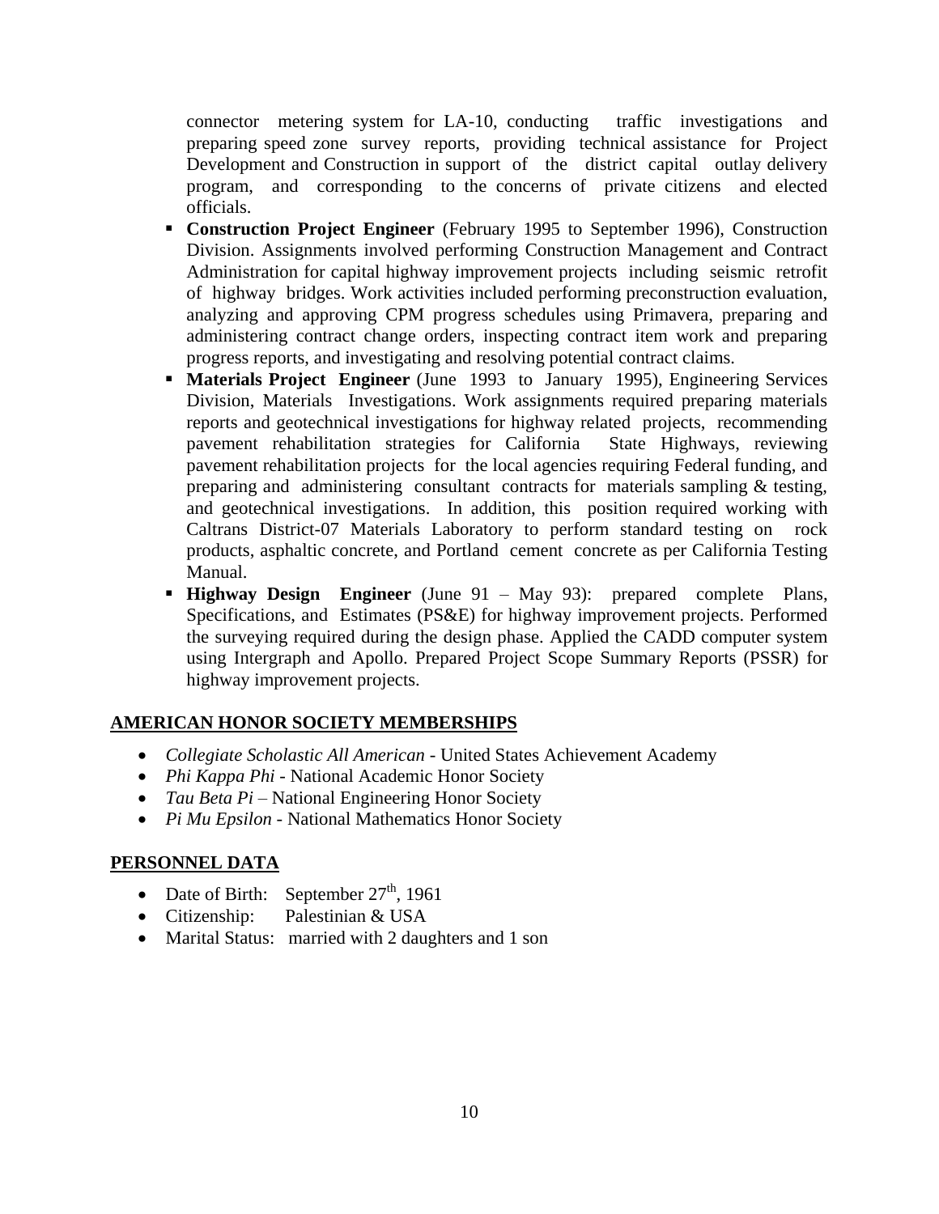connector metering system for LA-10, conducting traffic investigations and preparing speed zone survey reports, providing technical assistance for Project Development and Construction in support of the district capital outlay delivery program, and corresponding to the concerns of private citizens and elected officials.

- **Construction Project Engineer** (February 1995 to September 1996), Construction Division. Assignments involved performing Construction Management and Contract Administration for capital highway improvement projects including seismic retrofit of highway bridges. Work activities included performing preconstruction evaluation, analyzing and approving CPM progress schedules using Primavera, preparing and administering contract change orders, inspecting contract item work and preparing progress reports, and investigating and resolving potential contract claims.
- **Materials Project Engineer** (June 1993 to January 1995), Engineering Services Division, Materials Investigations. Work assignments required preparing materials reports and geotechnical investigations for highway related projects, recommending pavement rehabilitation strategies for California State Highways, reviewing pavement rehabilitation projects for the local agencies requiring Federal funding, and preparing and administering consultant contracts for materials sampling & testing, and geotechnical investigations. In addition, this position required working with Caltrans District-07 Materials Laboratory to perform standard testing on rock products, asphaltic concrete, and Portland cement concrete as per California Testing Manual.
- **Highway Design Engineer** (June 91 – May 93): prepared complete Plans, Specifications, and Estimates (PS&E) for highway improvement projects. Performed the surveying required during the design phase. Applied the CADD computer system using Intergraph and Apollo. Prepared Project Scope Summary Reports (PSSR) for highway improvement projects.

## AMERICAN HONOR SOCIETY MEMBERSHIPS

- *Collegiate Scholastic All American* - United States Achievement Academy
- *Phi Kappa Phi* - National Academic Honor Society
- *Tau Beta Pi* – National Engineering Honor Society
- *Pi Mu Epsilon* - National Mathematics Honor Society

## PERSONNEL DATA

- Date of Birth: September 27th, 1961
- Citizenship: Palestinian & USA
- Marital Status: married with 2 daughters and 1 son